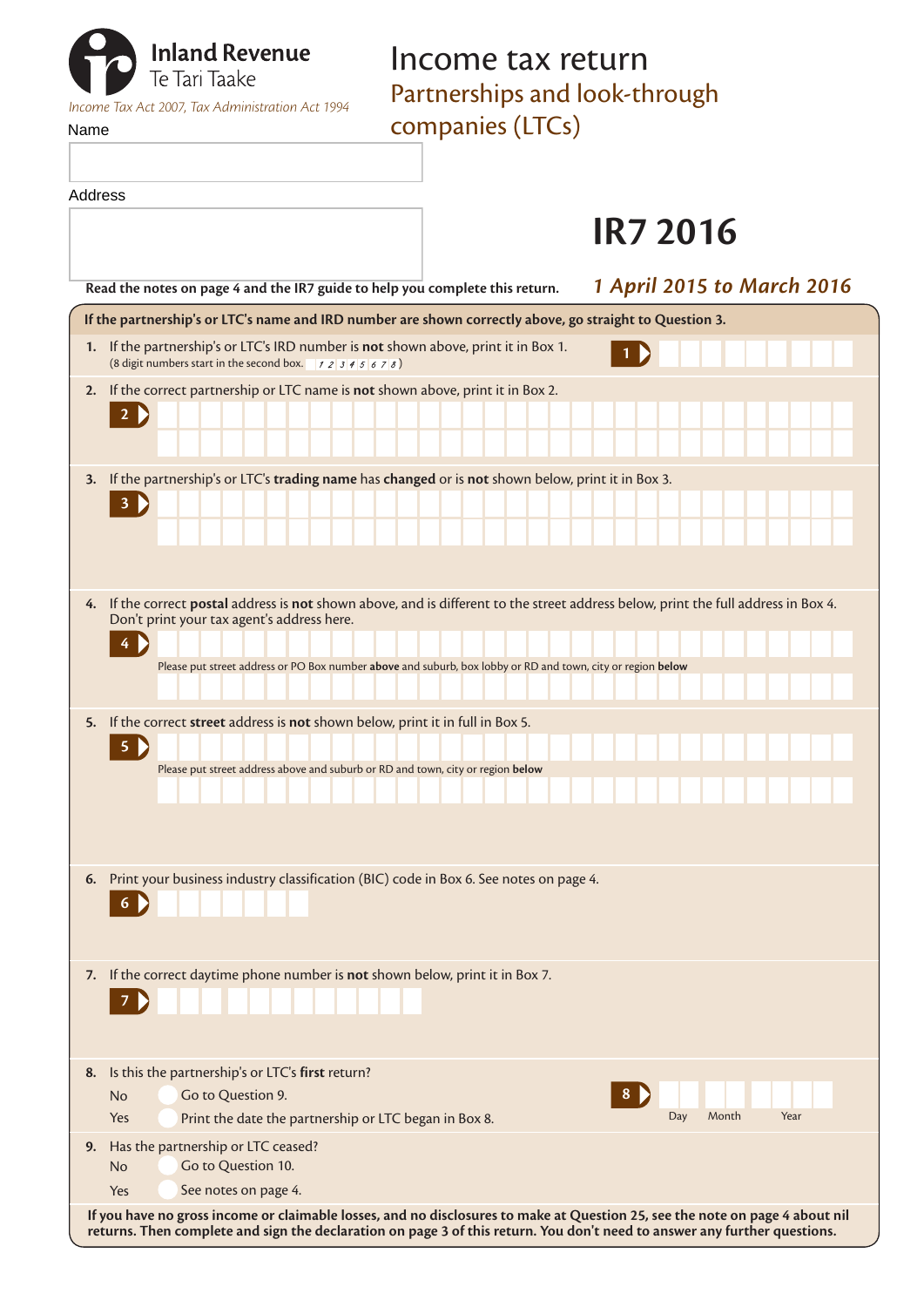Inland Revenue
Te Tari Taake

*Income Tax Act 2007, Tax Administration Act 1994*

# Income tax return

## Partnerships and look-through companies (LTCs)

# IR7 2016

*1 April 2015 to March 2016*

Name

Address

**Read the notes on page 4 and the IR7 guide to help you complete this return.**

**If the partnership's or LTC's name and IRD number are shown correctly above, go straight to Question 3.**

1. If the partnership's or LTC's IRD number is **not** shown above, print it in Box 1. (8 digit numbers start in the second box. 12345678)

   **1**

2. If the correct partnership or LTC name is **not** shown above, print it in Box 2.

   **2**

3. If the partnership's or LTC's **trading name** has **changed** or is **not** shown below, print it in Box 3.

   **3**

4. If the correct **postal** address is **not** shown above, and is different to the street address below, print the full address in Box 4. Don't print your tax agent's address here.

   **4**

   Please put street address or PO Box number **above** and suburb, box lobby or RD and town, city or region **below**

5. If the correct **street** address is **not** shown below, print it in full in Box 5.

   **5**

   Please put street address above and suburb or RD and town, city or region **below**

6. Print your business industry classification (BIC) code in Box 6. See notes on page 4.

   **6**

7. If the correct daytime phone number is **not** shown below, print it in Box 7.

   **7**

8. Is this the partnership's or LTC's **first** return?

   No — Go to Question 9.

   Yes — Print the date the partnership or LTC began in Box 8.

   **8** Day Month Year

9. Has the partnership or LTC ceased?

   No — Go to Question 10.

   Yes — See notes on page 4.

**If you have no gross income or claimable losses, and no disclosures to make at Question 25, see the note on page 4 about nil returns. Then complete and sign the declaration on page 3 of this return. You don't need to answer any further questions.**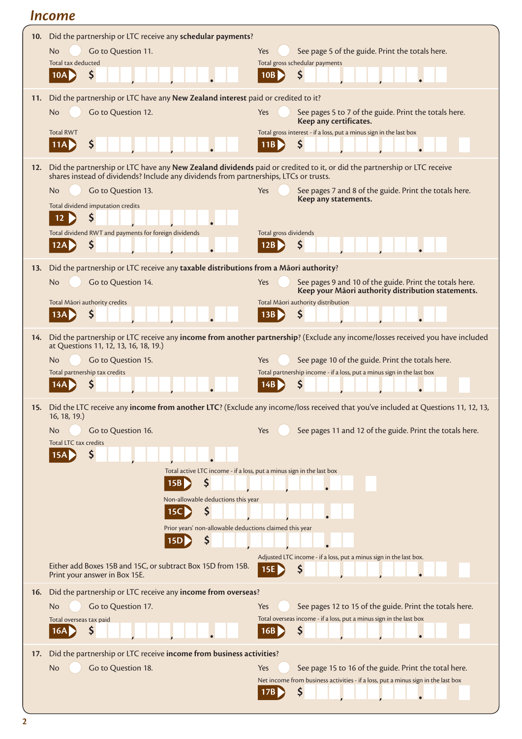## Income

**10.** Did the partnership or LTC receive any **schedular payments**?

No ◯ Go to Question 11.

Yes ◯ See page 5 of the guide. Print the totals here.

Total tax deducted

**10A** $ ___,___,___.__

Total gross schedular payments

**10B** $ ___,___,___.__

**11.** Did the partnership or LTC have any **New Zealand interest** paid or credited to it?

No ◯ Go to Question 12.

Yes ◯ See pages 5 to 7 of the guide. Print the totals here. **Keep any certificates.**

Total RWT

**11A** $ ___,___,___.__

Total gross interest - if a loss, put a minus sign in the last box

**11B** $ ___,___,___.__

**12.** Did the partnership or LTC have any **New Zealand dividends** paid or credited to it, or did the partnership or LTC receive shares instead of dividends? Include any dividends from partnerships, LTCs or trusts.

No ◯ Go to Question 13.

Yes ◯ See pages 7 and 8 of the guide. Print the totals here. **Keep any statements.**

Total dividend imputation credits

**12** $ ___,___,___.__

Total dividend RWT and payments for foreign dividends

**12A** $ ___,___,___.__

Total gross dividends

**12B** $ ___,___,___.__

**13.** Did the partnership or LTC receive any **taxable distributions from a Māori authority**?

No ◯ Go to Question 14.

Yes ◯ See pages 9 and 10 of the guide. Print the totals here. **Keep your Māori authority distribution statements.**

Total Māori authority credits

**13A** $ ___,___,___.__

Total Māori authority distribution

**13B** $ ___,___,___.__

**14.** Did the partnership or LTC receive any **income from another partnership**? (Exclude any income/losses received you have included at Questions 11, 12, 13, 16, 18, 19.)

No ◯ Go to Question 15.

Yes ◯ See page 10 of the guide. Print the totals here.

Total partnership tax credits

**14A** $ ___,___,___.__

Total partnership income - if a loss, put a minus sign in the last box

**14B** $ ___,___,___.__

**15.** Did the LTC receive any **income from another LTC**? (Exclude any income/loss received that you've included at Questions 11, 12, 13, 16, 18, 19.)

No ◯ Go to Question 16.

Yes ◯ See pages 11 and 12 of the guide. Print the totals here.

Total LTC tax credits

**15A** $ ___,___,___.__

Total active LTC income - if a loss, put a minus sign in the last box

**15B** $ ___,___,___.__

Non-allowable deductions this year

**15C** $ ___,___,___.__

Prior years' non-allowable deductions claimed this year

**15D** $ ___,___,___.__

Either add Boxes 15B and 15C, or subtract Box 15D from 15B. Print your answer in Box 15E.

Adjusted LTC income - if a loss, put a minus sign in the last box.

**15E** $ ___,___,___.__

**16.** Did the partnership or LTC receive any **income from overseas**?

No ◯ Go to Question 17.

Yes ◯ See pages 12 to 15 of the guide. Print the totals here.

Total overseas tax paid

**16A** $ ___,___,___.__

Total overseas income - if a loss, put a minus sign in the last box

**16B** $ ___,___,___.__

**17.** Did the partnership or LTC receive **income from business activities**?

No ◯ Go to Question 18.

Yes ◯ See page 15 to 16 of the guide. Print the total here.

Net income from business activities - if a loss, put a minus sign in the last box

**17B** $ ___,___,___.__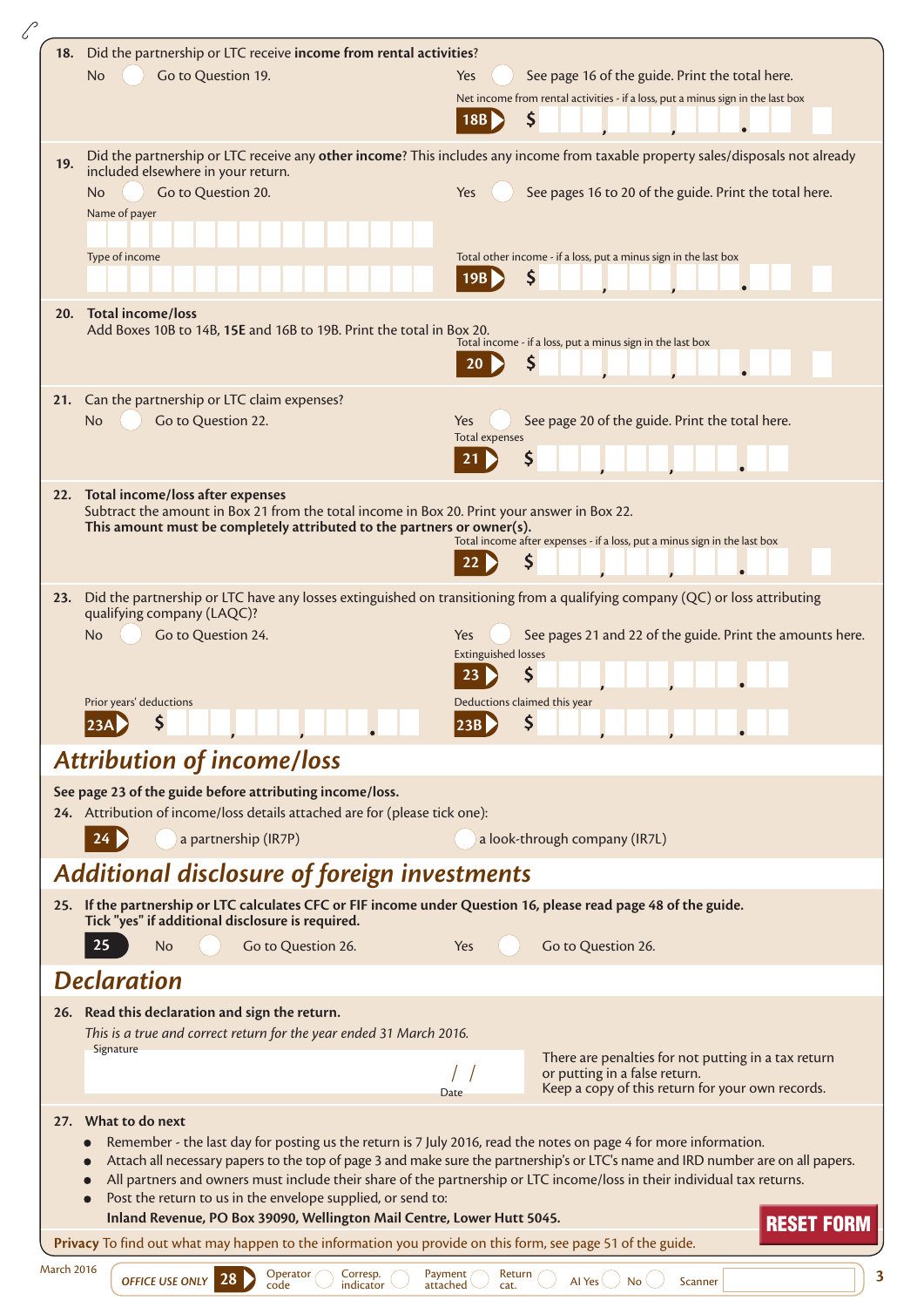**18.** Did the partnership or LTC receive **income from rental activities?**

No ◯ Go to Question 19.

Yes ◯ See page 16 of the guide. Print the total here.

Net income from rental activities - if a loss, put a minus sign in the last box

**18B** $ ___,___,___.__

**19.** Did the partnership or LTC receive any **other income**? This includes any income from taxable property sales/disposals not already included elsewhere in your return.

No ◯ Go to Question 20.

Yes ◯ See pages 16 to 20 of the guide. Print the total here.

Name of payer

Type of income

Total other income - if a loss, put a minus sign in the last box

**19B** $ ___,___,___.__

**20. Total income/loss**

Add Boxes 10B to 14B, **15E** and 16B to 19B. Print the total in Box 20.

Total income - if a loss, put a minus sign in the last box

**20** $ ___,___,___.__

**21.** Can the partnership or LTC claim expenses?

No ◯ Go to Question 22.

Yes ◯ See page 20 of the guide. Print the total here.

Total expenses

**21** $ ___,___,___.__

**22. Total income/loss after expenses**

Subtract the amount in Box 21 from the total income in Box 20. Print your answer in Box 22.

**This amount must be completely attributed to the partners or owner(s).**

Total income after expenses - if a loss, put a minus sign in the last box

**22** $ ___,___,___.__

**23.** Did the partnership or LTC have any losses extinguished on transitioning from a qualifying company (QC) or loss attributing qualifying company (LAQC)?

No ◯ Go to Question 24.

Yes ◯ See pages 21 and 22 of the guide. Print the amounts here.

Extinguished losses

**23** $ ___,___,___.__

Prior years' deductions

**23A** $ ___,___,___.__

Deductions claimed this year

**23B** $ ___,___,___.__

## Attribution of income/loss

**See page 23 of the guide before attributing income/loss.**

**24.** Attribution of income/loss details attached are for (please tick one):

**24** ◯ a partnership (IR7P) ◯ a look-through company (IR7L)

## Additional disclosure of foreign investments

**25. If the partnership or LTC calculates CFC or FIF income under Question 16, please read page 48 of the guide. Tick "yes" if additional disclosure is required.**

**25** No ◯ Go to Question 26. Yes ◯ Go to Question 26.

## Declaration

**26. Read this declaration and sign the return.**

*This is a true and correct return for the year ended 31 March 2016.*

Signature

Date / /

There are penalties for not putting in a tax return or putting in a false return.
Keep a copy of this return for your own records.

**27. What to do next**

- Remember - the last day for posting us the return is 7 July 2016, read the notes on page 4 for more information.
- Attach all necessary papers to the top of page 3 and make sure the partnership's or LTC's name and IRD number are on all papers.
- All partners and owners must include their share of the partnership or LTC income/loss in their individual tax returns.
- Post the return to us in the envelope supplied, or send to:
  **Inland Revenue, PO Box 39090, Wellington Mail Centre, Lower Hutt 5045.**

**RESET FORM**

**Privacy** To find out what may happen to the information you provide on this form, see page 51 of the guide.

March 2016

OFFICE USE ONLY **28** Operator code ◯ Corresp. indicator ◯ Payment attached ◯ Return cat. ◯ AI Yes ◯ No ◯ Scanner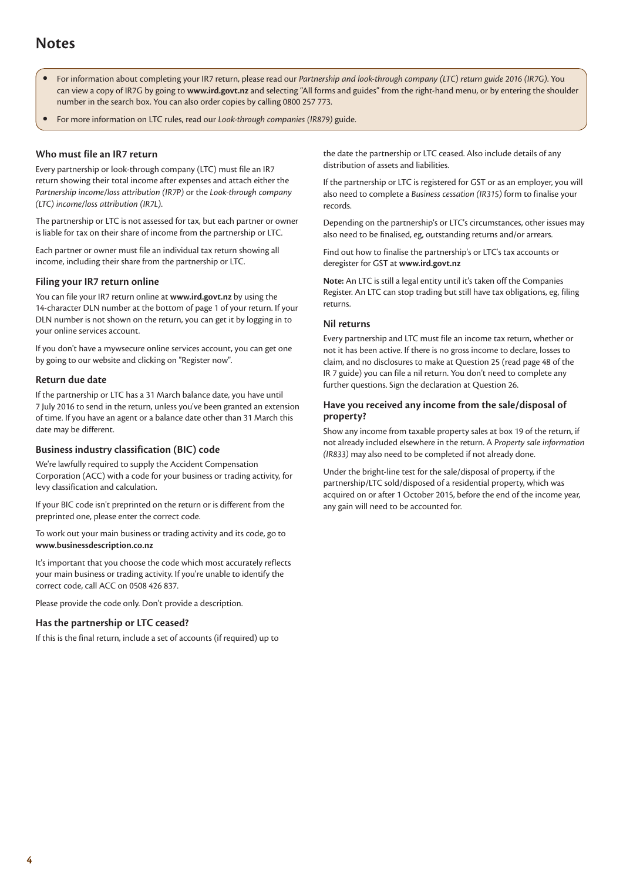# Notes

- For information about completing your IR7 return, please read our *Partnership and look-through company (LTC) return guide 2016 (IR7G)*. You can view a copy of IR7G by going to **www.ird.govt.nz** and selecting "All forms and guides" from the right-hand menu, or by entering the shoulder number in the search box. You can also order copies by calling 0800 257 773.
- For more information on LTC rules, read our *Look-through companies (IR879)* guide.

### Who must file an IR7 return

Every partnership or look-through company (LTC) must file an IR7 return showing their total income after expenses and attach either the *Partnership income/loss attribution (IR7P)* or the *Look-through company (LTC) income/loss attribution (IR7L)*.

The partnership or LTC is not assessed for tax, but each partner or owner is liable for tax on their share of income from the partnership or LTC.

Each partner or owner must file an individual tax return showing all income, including their share from the partnership or LTC.

### Filing your IR7 return online

You can file your IR7 return online at **www.ird.govt.nz** by using the 14-character DLN number at the bottom of page 1 of your return. If your DLN number is not shown on the return, you can get it by logging in to your online services account.

If you don't have a mywsecure online services account, you can get one by going to our website and clicking on "Register now".

### Return due date

If the partnership or LTC has a 31 March balance date, you have until 7 July 2016 to send in the return, unless you've been granted an extension of time. If you have an agent or a balance date other than 31 March this date may be different.

### Business industry classification (BIC) code

We're lawfully required to supply the Accident Compensation Corporation (ACC) with a code for your business or trading activity, for levy classification and calculation.

If your BIC code isn't preprinted on the return or is different from the preprinted one, please enter the correct code.

To work out your main business or trading activity and its code, go to **www.businessdescription.co.nz**

It's important that you choose the code which most accurately reflects your main business or trading activity. If you're unable to identify the correct code, call ACC on 0508 426 837.

Please provide the code only. Don't provide a description.

### Has the partnership or LTC ceased?

If this is the final return, include a set of accounts (if required) up to the date the partnership or LTC ceased. Also include details of any distribution of assets and liabilities.

If the partnership or LTC is registered for GST or as an employer, you will also need to complete a *Business cessation (IR315)* form to finalise your records.

Depending on the partnership's or LTC's circumstances, other issues may also need to be finalised, eg, outstanding returns and/or arrears.

Find out how to finalise the partnership's or LTC's tax accounts or deregister for GST at **www.ird.govt.nz**

**Note:** An LTC is still a legal entity until it's taken off the Companies Register. An LTC can stop trading but still have tax obligations, eg, filing returns.

### Nil returns

Every partnership and LTC must file an income tax return, whether or not it has been active. If there is no gross income to declare, losses to claim, and no disclosures to make at Question 25 (read page 48 of the IR 7 guide) you can file a nil return. You don't need to complete any further questions. Sign the declaration at Question 26.

### Have you received any income from the sale/disposal of property?

Show any income from taxable property sales at box 19 of the return, if not already included elsewhere in the return. A *Property sale information (IR833)* may also need to be completed if not already done.

Under the bright-line test for the sale/disposal of property, if the partnership/LTC sold/disposed of a residential property, which was acquired on or after 1 October 2015, before the end of the income year, any gain will need to be accounted for.